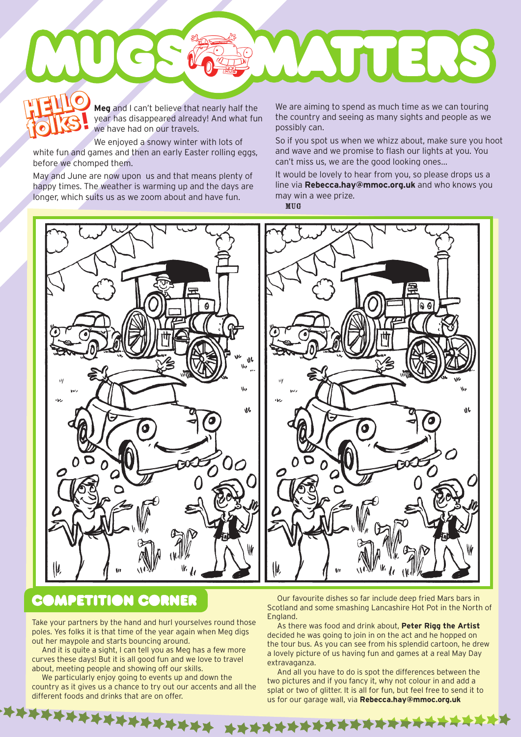# MUGS MATTERS

## HELLO folks!

**Meg** and I can't believe that nearly half the year has disappeared already! And what fun we have had on our travels.

We enjoyed a snowy winter with lots of white fun and games and then an early Easter rolling eggs, before we chomped them.

May and June are now upon us and that means plenty of happy times. The weather is warming up and the days are longer, which suits us as we zoom about and have fun.

We are aiming to spend as much time as we can touring the country and seeing as many sights and people as we possibly can.

So if you spot us when we whizz about, make sure you hoot and wave and we promise to flash our lights at you. You can't miss us, we are the good looking ones...

It would be lovely to hear from you, so please drops us a line via **Rebecca.hay@mmoc.org.uk** and who knows you may win a wee prize.

MUG

## COMPETITION CORNER

Take your partners by the hand and hurl yourselves round those poles. Yes folks it is that time of the year again when Meg digs out her maypole and starts bouncing around.

And it is quite a sight, I can tell you as Meg has a few more curves these days! But it is all good fun and we love to travel about, meeting people and showing off our skills.

We particularly enjoy going to events up and down the country as it gives us a chance to try out our accents and all the different foods and drinks that are on offer.

Our favourite dishes so far include deep fried Mars bars in Scotland and some smashing Lancashire Hot Pot in the North of England.

As there was food and drink about, **Peter Rigg the Artist** decided he was going to join in on the act and he hopped on the tour bus. As you can see from his splendid cartoon, he drew a lovely picture of us having fun and games at a real May Day extravaganza.

And all you have to do is spot the differences between the two pictures and if you fancy it, why not colour in and add a splat or two of glitter. It is all for fun, but feel free to send it to us for our garage wall, via **Rebecca.hay@mmoc.org.uk**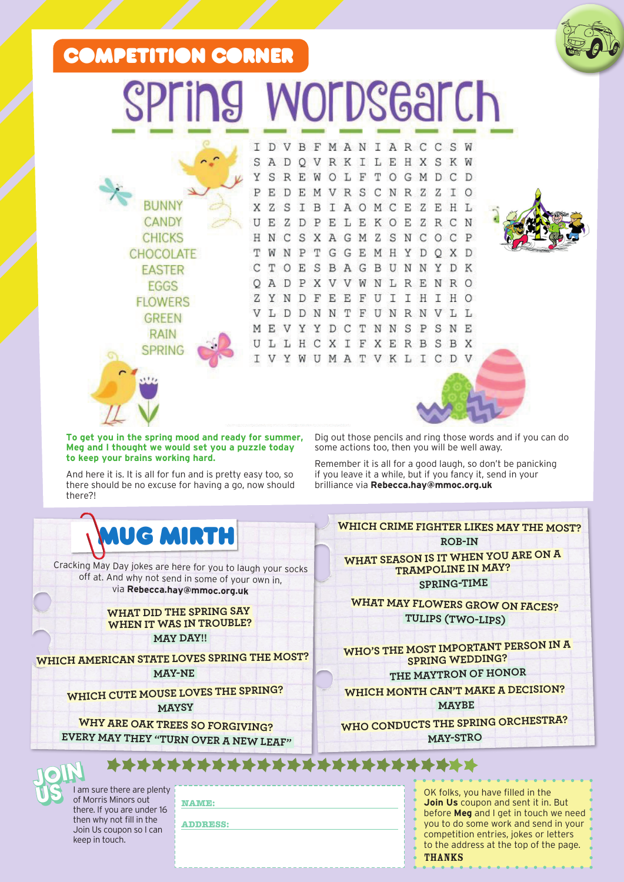# COMPETITION CORNER

## Spring Wordsearch

```
I D V B F M A N I A R C C S W
S A D Q V R K I L E H X S K W
Y S R E W O L F T O G M D C D
P E D E M V R S C N R Z Z I O
X Z S I B I A O M C E Z E H L
U E Z D P E L E K O E Z R C N
H N C S X A G M Z S N C O C P
T W N P T G G E M H Y D Q X D
C T O E S B A G B U N N Y D K
Q A D P X V V W N L R E N R O
Z Y N D F E E F U I I H I H O
V L D D N N T F U N R N V L L
M E V Y Y D C T N N S P S N E
U L L H C X I F X E R B S B X
I V Y W U M A T V K L I C D V
```

- BUNNY
- CANDY
- CHICKS
- CHOCOLATE
- EASTER
- EGGS
- FLOWERS
- GREEN
- RAIN
- SPRING

**To get you in the spring mood and ready for summer, Meg and I thought we would set you a puzzle today to keep your brains working hard.**

And here it is. It is all for fun and is pretty easy too, so there should be no excuse for having a go, now should there?!

Dig out those pencils and ring those words and if you can do some actions too, then you will be well away.

Remember it is all for a good laugh, so don't be panicking if you leave it a while, but if you fancy it, send in your brilliance via **Rebecca.hay@mmoc.org.uk**

## MUG MIRTH

Cracking May Day jokes are here for you to laugh your socks off at. And why not send in some of your own in, via **Rebecca.hay@mmoc.org.uk**

WHAT DID THE SPRING SAY WHEN IT WAS IN TROUBLE?
MAY DAY!!

WHICH AMERICAN STATE LOVES SPRING THE MOST?
MAY-NE

WHICH CUTE MOUSE LOVES THE SPRING?
MAYSY

WHY ARE OAK TREES SO FORGIVING?
EVERY MAY THEY "TURN OVER A NEW LEAF"

WHICH CRIME FIGHTER LIKES MAY THE MOST?
ROB-IN

WHAT SEASON IS IT WHEN YOU ARE ON A TRAMPOLINE IN MAY?
SPRING-TIME

WHAT MAY FLOWERS GROW ON FACES?
TULIPS (TWO-LIPS)

WHO'S THE MOST IMPORTANT PERSON IN A SPRING WEDDING?
THE MAYTRON OF HONOR

WHICH MONTH CAN'T MAKE A DECISION?
MAYBE

WHO CONDUCTS THE SPRING ORCHESTRA?
MAY-STRO

## JOIN US

I am sure there are plenty of Morris Minors out there. If you are under 16 then why not fill in the Join Us coupon so I can keep in touch.

NAME:

ADDRESS:

OK folks, you have filled in the **Join Us** coupon and sent it in. But before **Meg** and I get in touch we need you to do some work and send in your competition entries, jokes or letters to the address at the top of the page.
**THANKS**